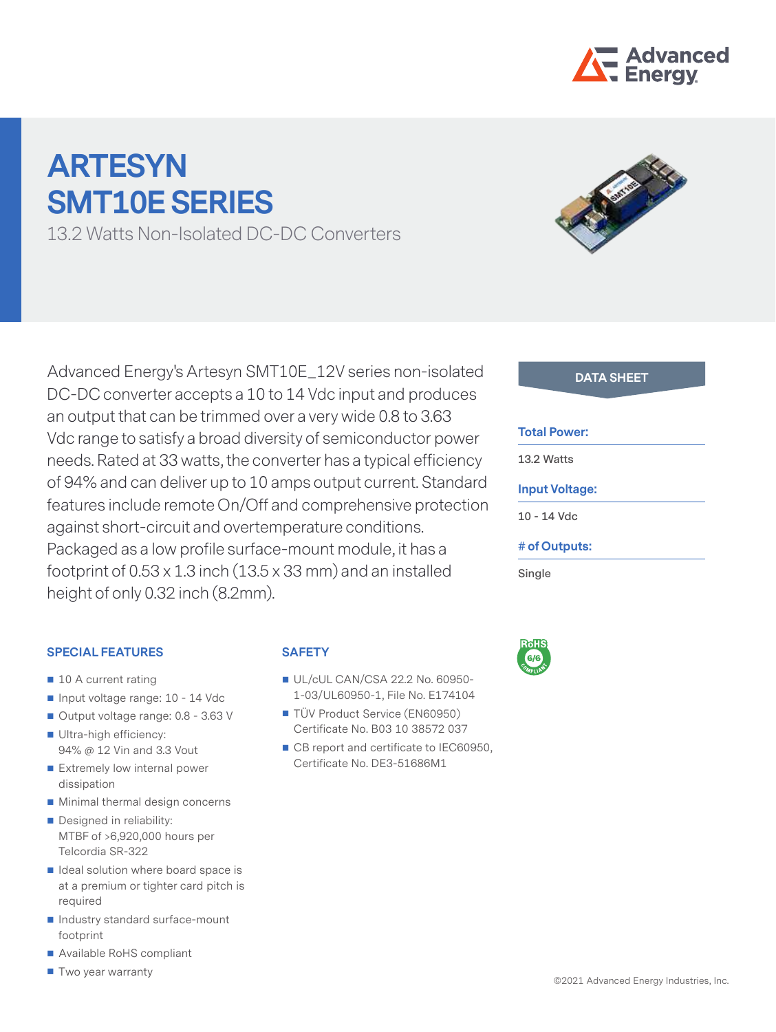# ARTESYN SMT10E SERIES

13.2 Watts Non-Isolated DC-DC Converters

Advanced Energy's Artesyn SMT10E_12V series non-isolated DC-DC converter accepts a 10 to 14 Vdc input and produces an output that can be trimmed over a very wide 0.8 to 3.63 Vdc range to satisfy a broad diversity of semiconductor power needs. Rated at 33 watts, the converter has a typical efficiency of 94% and can deliver up to 10 amps output current. Standard features include remote On/Off and comprehensive protection against short-circuit and overtemperature conditions. Packaged as a low profile surface-mount module, it has a footprint of 0.53 x 1.3 inch (13.5 x 33 mm) and an installed height of only 0.32 inch (8.2mm).

**DATA SHEET**

**Total Power:**

13.2 Watts

**Input Voltage:**

10 - 14 Vdc

**# of Outputs:**

Single

## SPECIAL FEATURES

- 10 A current rating
- Input voltage range: 10 - 14 Vdc
- Output voltage range: 0.8 - 3.63 V
- Ultra-high efficiency: 94% @ 12 Vin and 3.3 Vout
- Extremely low internal power dissipation
- Minimal thermal design concerns
- Designed in reliability: MTBF of >6,920,000 hours per Telcordia SR-322
- Ideal solution where board space is at a premium or tighter card pitch is required
- Industry standard surface-mount footprint
- Available RoHS compliant
- Two year warranty

## SAFETY

- UL/cUL CAN/CSA 22.2 No. 60950-1-03/UL60950-1, File No. E174104
- TÜV Product Service (EN60950) Certificate No. B03 10 38572 037
- CB report and certificate to IEC60950, Certificate No. DE3-51686M1

©2021 Advanced Energy Industries, Inc.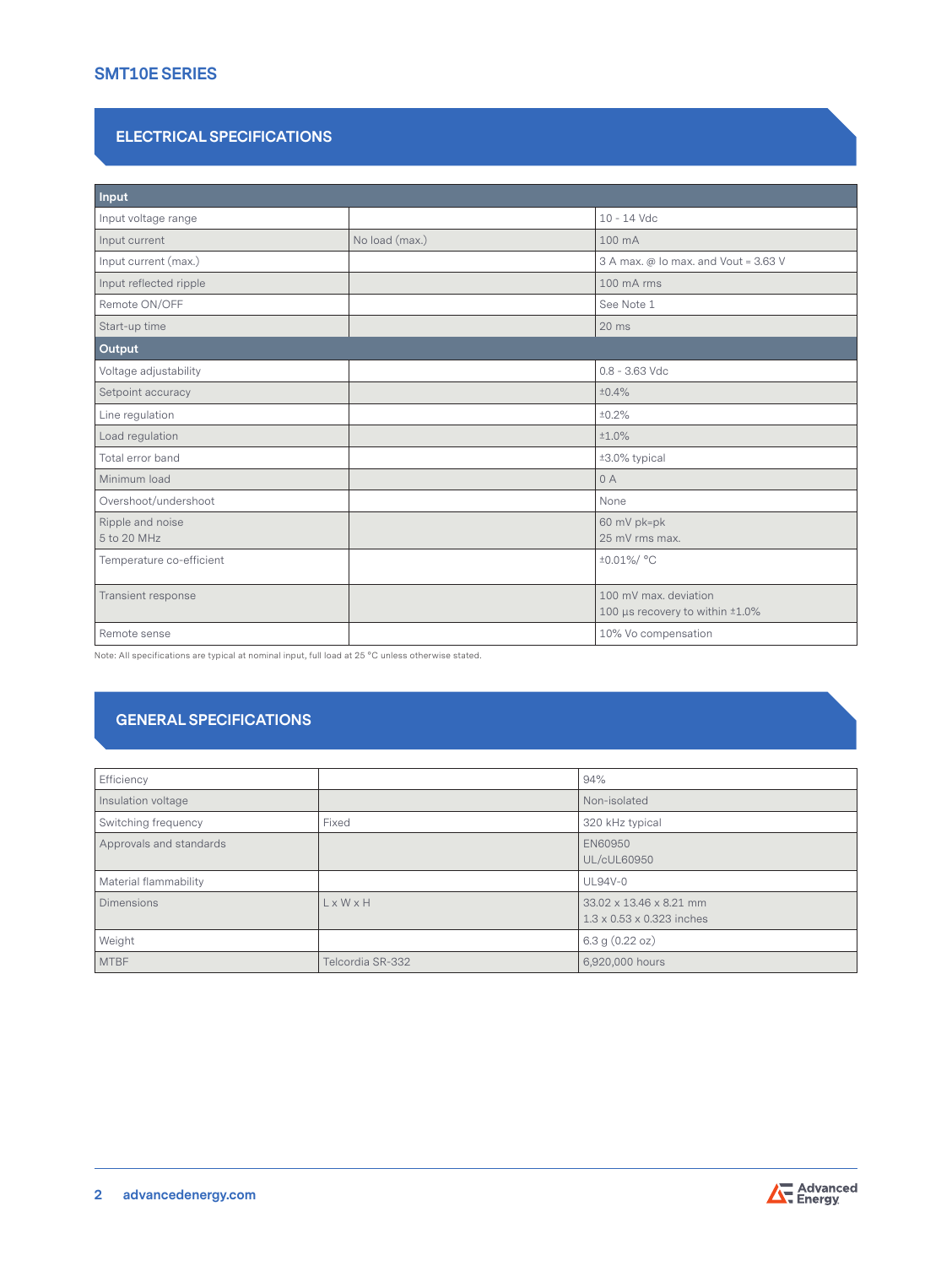## ELECTRICAL SPECIFICATIONS

| Input | | |
|---|---|---|
| Input voltage range | | 10 - 14 Vdc |
| Input current | No load (max.) | 100 mA |
| Input current (max.) | | 3 A max. @ Io max. and Vout = 3.63 V |
| Input reflected ripple | | 100 mA rms |
| Remote ON/OFF | | See Note 1 |
| Start-up time | | 20 ms |
| **Output** | | |
| Voltage adjustability | | 0.8 - 3.63 Vdc |
| Setpoint accuracy | | ±0.4% |
| Line regulation | | ±0.2% |
| Load regulation | | ±1.0% |
| Total error band | | ±3.0% typical |
| Minimum load | | 0 A |
| Overshoot/undershoot | | None |
| Ripple and noise<br>5 to 20 MHz | | 60 mV pk=pk<br>25 mV rms max. |
| Temperature co-efficient | | ±0.01%/ °C |
| Transient response | | 100 mV max. deviation<br>100 µs recovery to within ±1.0% |
| Remote sense | | 10% Vo compensation |

Note: All specifications are typical at nominal input, full load at 25 °C unless otherwise stated.

## GENERAL SPECIFICATIONS

| | | |
|---|---|---|
| Efficiency | | 94% |
| Insulation voltage | | Non-isolated |
| Switching frequency | Fixed | 320 kHz typical |
| Approvals and standards | | EN60950<br>UL/cUL60950 |
| Material flammability | | UL94V-0 |
| Dimensions | L x W x H | 33.02 x 13.46 x 8.21 mm<br>1.3 x 0.53 x 0.323 inches |
| Weight | | 6.3 g (0.22 oz) |
| MTBF | Telcordia SR-332 | 6,920,000 hours |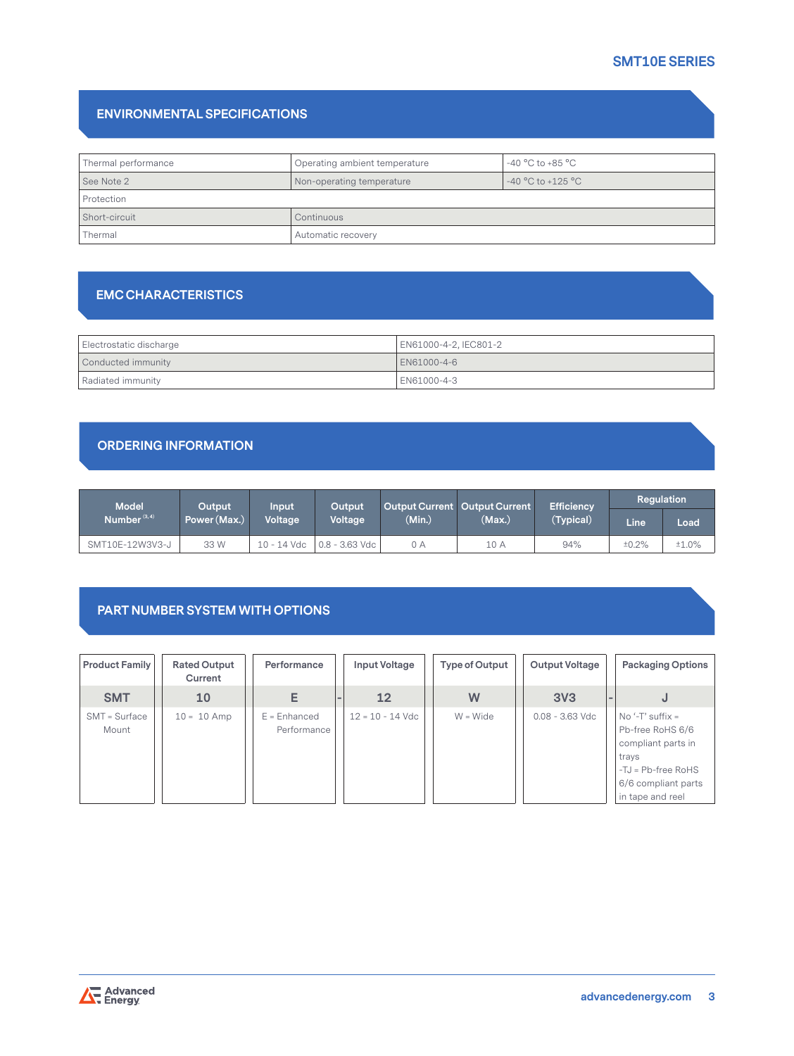## ENVIRONMENTAL SPECIFICATIONS

| | | |
|---|---|---|
| Thermal performance | Operating ambient temperature | -40 °C to +85 °C |
| See Note 2 | Non-operating temperature | -40 °C to +125 °C |
| Protection | | |
| Short-circuit | Continuous | |
| Thermal | Automatic recovery | |

## EMC CHARACTERISTICS

| | |
|---|---|
| Electrostatic discharge | EN61000-4-2, IEC801-2 |
| Conducted immunity | EN61000-4-6 |
| Radiated immunity | EN61000-4-3 |

## ORDERING INFORMATION

| Model Number [3,4] | Output Power (Max.) | Input Voltage | Output Voltage | Output Current (Min.) | Output Current (Max.) | Efficiency (Typical) | Regulation | |
|---|---|---|---|---|---|---|---|---|
| | | | | | | | Line | Load |
| SMT10E-12W3V3-J | 33 W | 10 - 14 Vdc | 0.8 - 3.63 Vdc | 0 A | 10 A | 94% | ±0.2% | ±1.0% |

## PART NUMBER SYSTEM WITH OPTIONS

| Product Family | Rated Output Current | Performance | | Input Voltage | Type of Output | Output Voltage | | Packaging Options |
|---|---|---|---|---|---|---|---|---|
| SMT | 10 | E | - | 12 | W | 3V3 | - | J |
| SMT = Surface Mount | 10 = 10 Amp | E = Enhanced Performance | | 12 = 10 - 14 Vdc | W = Wide | 0.08 - 3.63 Vdc | | No '-T' suffix = Pb-free RoHS 6/6 compliant parts in trays<br>-TJ = Pb-free RoHS 6/6 compliant parts in tape and reel |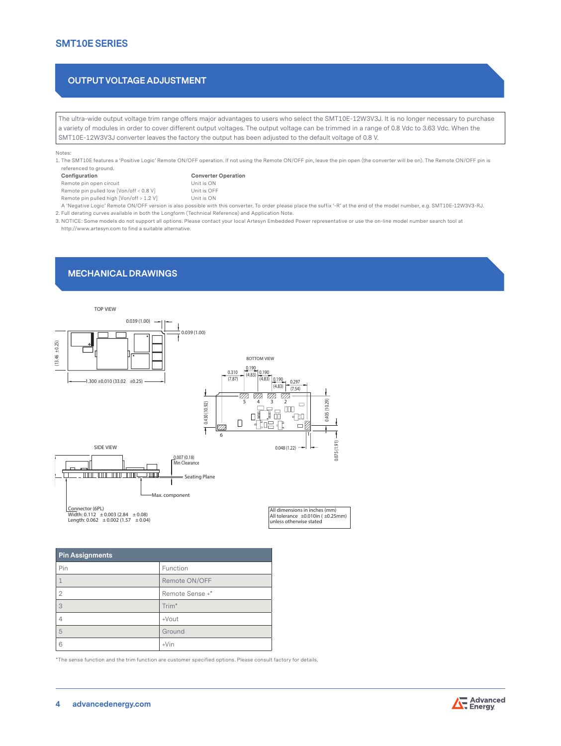## OUTPUT VOLTAGE ADJUSTMENT

The ultra-wide output voltage trim range offers major advantages to users who select the SMT10E-12W3V3J. It is no longer necessary to purchase a variety of modules in order to cover different output voltages. The output voltage can be trimmed in a range of 0.8 Vdc to 3.63 Vdc. When the SMT10E-12W3V3J converter leaves the factory the output has been adjusted to the default voltage of 0.8 V.

Notes:

1. The SMT10E features a 'Positive Logic' Remote ON/OFF operation. If not using the Remote ON/OFF pin, leave the pin open (the converter will be on). The Remote ON/OFF pin is referenced to ground.

| Configuration | Converter Operation |
|---|---|
| Remote pin open circuit | Unit is ON |
| Remote pin pulled low [Von/off < 0.8 V] | Unit is OFF |
| Remote pin pulled high [Von/off > 1.2 V] | Unit is ON |

   A 'Negative Logic' Remote ON/OFF version is also possible with this converter. To order please place the suffix '-R' at the end of the model number, e.g. SMT10E-12W3V3-RJ.

2. Full derating curves available in both the Longform (Technical Reference) and Application Note.
3. NOTICE: Some models do not support all options. Please contact your local Artesyn Embedded Power representative or use the on-line model number search tool at http://www.artesyn.com to find a suitable alternative.

## MECHANICAL DRAWINGS

TOP VIEW

0.039 (1.00)

0.039 (1.00)

(13.46 ±0.25)

1.300 ±0.010 (33.02 ±0.25)

BOTTOM VIEW

0.310 (7.87) | 0.190 (4.83) | 0.190 (4.83) | 0.190 (4.83) | 0.297 (7.54)

0.430 (10.92) | 0.405 (10.29) | 0.048 (1.22) | 0.075 (1.91)

SIDE VIEW

0.007 (0.18) Min Clearance

Seating Plane

Max. component

Connector (6PL)
Width: 0.112 ± 0.003 (2.84 ± 0.08)
Length: 0.062 ± 0.002 (1.57 ± 0.04)

All dimensions in inches (mm)
All tolerance ±0.010in ( ±0.25mm)
unless otherwise stated

| Pin Assignments | |
|---|---|
| Pin | Function |
| 1 | Remote ON/OFF |
| 2 | Remote Sense +* |
| 3 | Trim* |
| 4 | +Vout |
| 5 | Ground |
| 6 | +Vin |

*The sense function and the trim function are customer specified options. Please consult factory for details.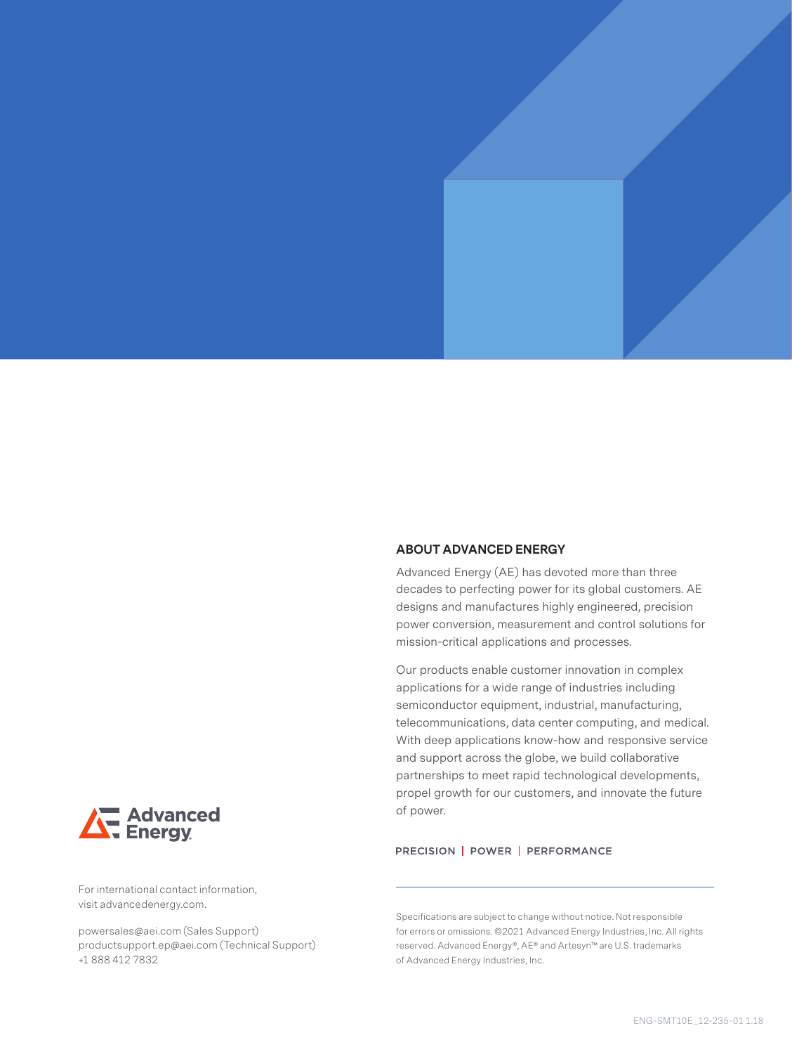## ABOUT ADVANCED ENERGY

Advanced Energy (AE) has devoted more than three decades to perfecting power for its global customers. AE designs and manufactures highly engineered, precision power conversion, measurement and control solutions for mission-critical applications and processes.

Our products enable customer innovation in complex applications for a wide range of industries including semiconductor equipment, industrial, manufacturing, telecommunications, data center computing, and medical. With deep applications know-how and responsive service and support across the globe, we build collaborative partnerships to meet rapid technological developments, propel growth for our customers, and innovate the future of power.

PRECISION | POWER | PERFORMANCE

Advanced Energy

For international contact information, visit advancedenergy.com.

powersales@aei.com (Sales Support)
productsupport.ep@aei.com (Technical Support)
+1 888 412 7832

Specifications are subject to change without notice. Not responsible for errors or omissions. ©2021 Advanced Energy Industries, Inc. All rights reserved. Advanced Energy®, AE® and Artesyn™ are U.S. trademarks of Advanced Energy Industries, Inc.

ENG-SMT10E_12-235-01 1.18